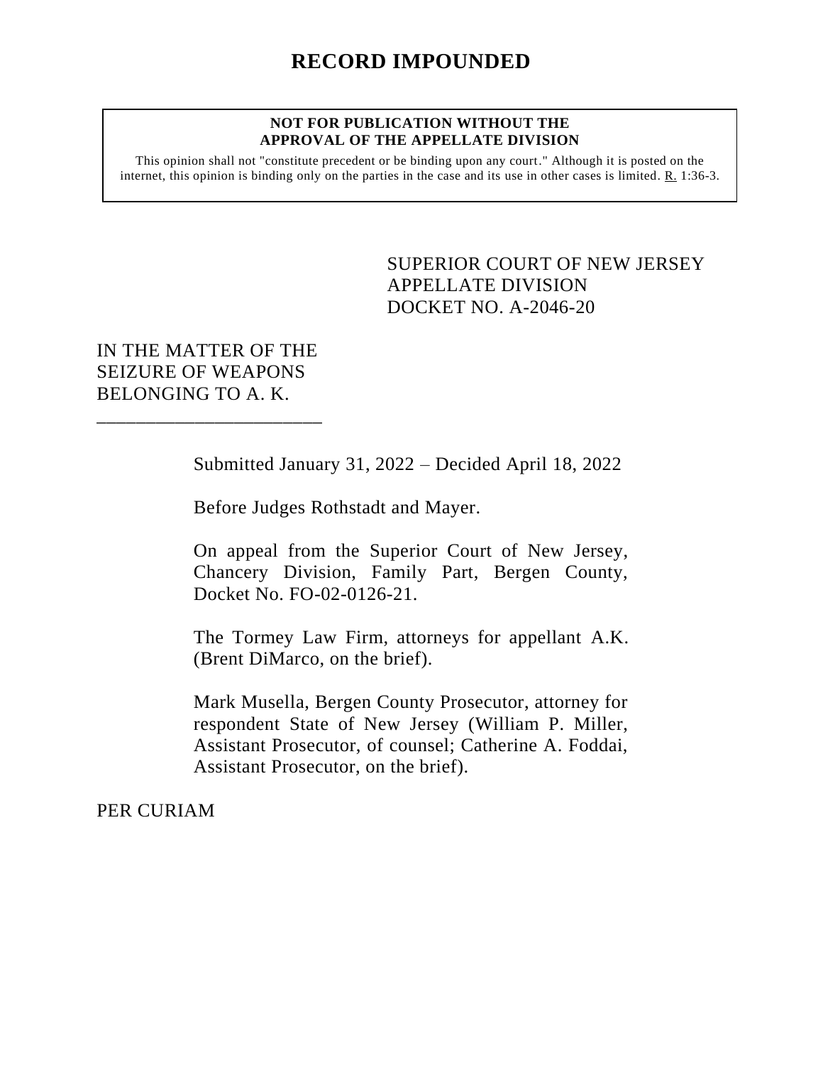# RECORD IMPOUNDED

**NOT FOR PUBLICATION WITHOUT THE APPROVAL OF THE APPELLATE DIVISION**

This opinion shall not "constitute precedent or be binding upon any court." Although it is posted on the internet, this opinion is binding only on the parties in the case and its use in other cases is limited. R. 1:36-3.

SUPERIOR COURT OF NEW JERSEY
APPELLATE DIVISION
DOCKET NO. A-2046-20

IN THE MATTER OF THE SEIZURE OF WEAPONS BELONGING TO A. K.
_______________________

Submitted January 31, 2022 – Decided April 18, 2022

Before Judges Rothstadt and Mayer.

On appeal from the Superior Court of New Jersey, Chancery Division, Family Part, Bergen County, Docket No. FO-02-0126-21.

The Tormey Law Firm, attorneys for appellant A.K. (Brent DiMarco, on the brief).

Mark Musella, Bergen County Prosecutor, attorney for respondent State of New Jersey (William P. Miller, Assistant Prosecutor, of counsel; Catherine A. Foddai, Assistant Prosecutor, on the brief).

PER CURIAM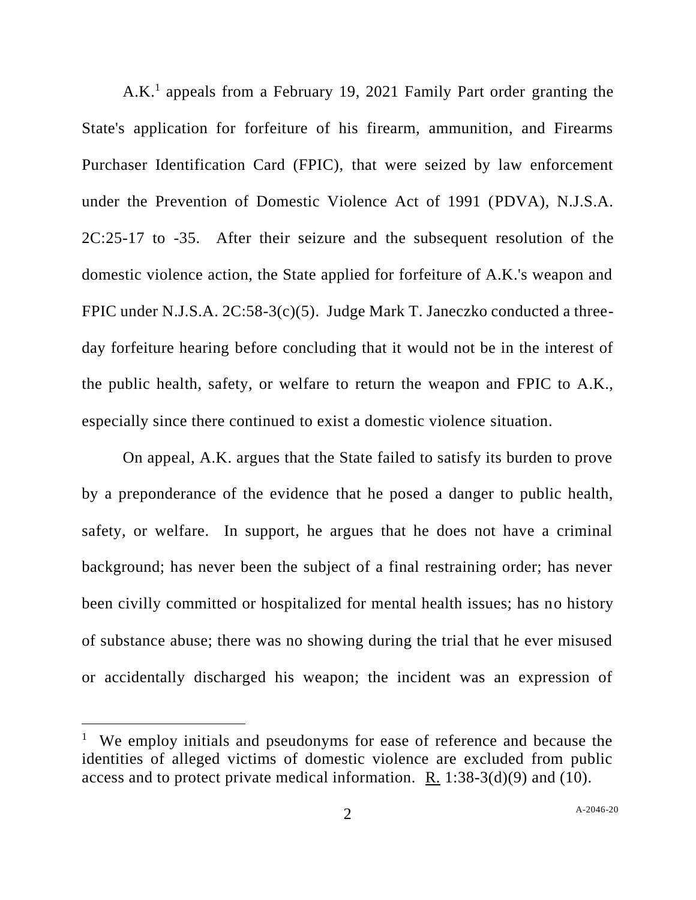A.K.[1] appeals from a February 19, 2021 Family Part order granting the State's application for forfeiture of his firearm, ammunition, and Firearms Purchaser Identification Card (FPIC), that were seized by law enforcement under the Prevention of Domestic Violence Act of 1991 (PDVA), N.J.S.A. 2C:25-17 to -35. After their seizure and the subsequent resolution of the domestic violence action, the State applied for forfeiture of A.K.'s weapon and FPIC under N.J.S.A. 2C:58-3(c)(5). Judge Mark T. Janeczko conducted a three-day forfeiture hearing before concluding that it would not be in the interest of the public health, safety, or welfare to return the weapon and FPIC to A.K., especially since there continued to exist a domestic violence situation.

On appeal, A.K. argues that the State failed to satisfy its burden to prove by a preponderance of the evidence that he posed a danger to public health, safety, or welfare. In support, he argues that he does not have a criminal background; has never been the subject of a final restraining order; has never been civilly committed or hospitalized for mental health issues; has no history of substance abuse; there was no showing during the trial that he ever misused or accidentally discharged his weapon; the incident was an expression of

[1] We employ initials and pseudonyms for ease of reference and because the identities of alleged victims of domestic violence are excluded from public access and to protect private medical information. R. 1:38-3(d)(9) and (10).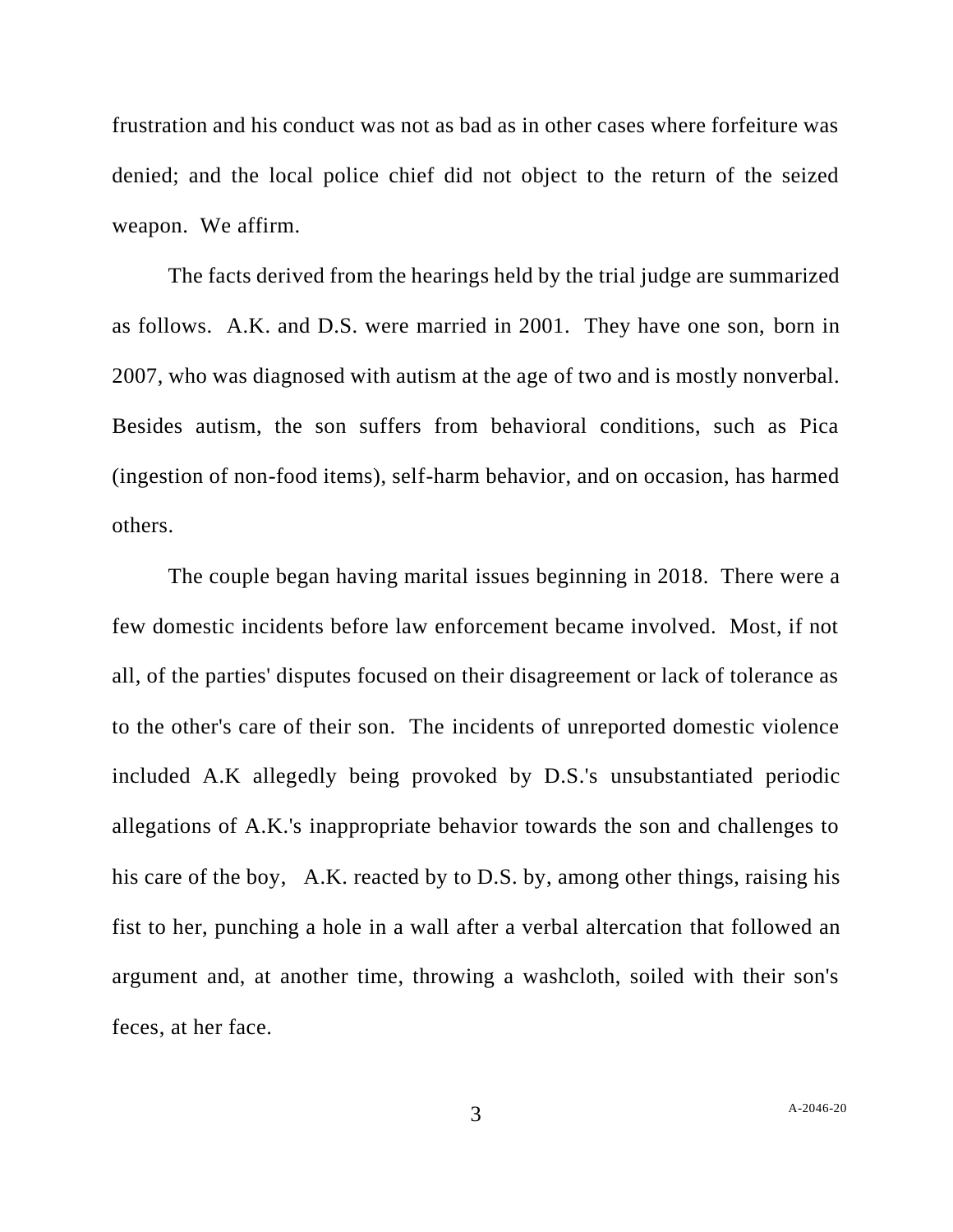frustration and his conduct was not as bad as in other cases where forfeiture was denied; and the local police chief did not object to the return of the seized weapon. We affirm.

The facts derived from the hearings held by the trial judge are summarized as follows. A.K. and D.S. were married in 2001. They have one son, born in 2007, who was diagnosed with autism at the age of two and is mostly nonverbal. Besides autism, the son suffers from behavioral conditions, such as Pica (ingestion of non-food items), self-harm behavior, and on occasion, has harmed others.

The couple began having marital issues beginning in 2018. There were a few domestic incidents before law enforcement became involved. Most, if not all, of the parties' disputes focused on their disagreement or lack of tolerance as to the other's care of their son. The incidents of unreported domestic violence included A.K allegedly being provoked by D.S.'s unsubstantiated periodic allegations of A.K.'s inappropriate behavior towards the son and challenges to his care of the boy, A.K. reacted by to D.S. by, among other things, raising his fist to her, punching a hole in a wall after a verbal altercation that followed an argument and, at another time, throwing a washcloth, soiled with their son's feces, at her face.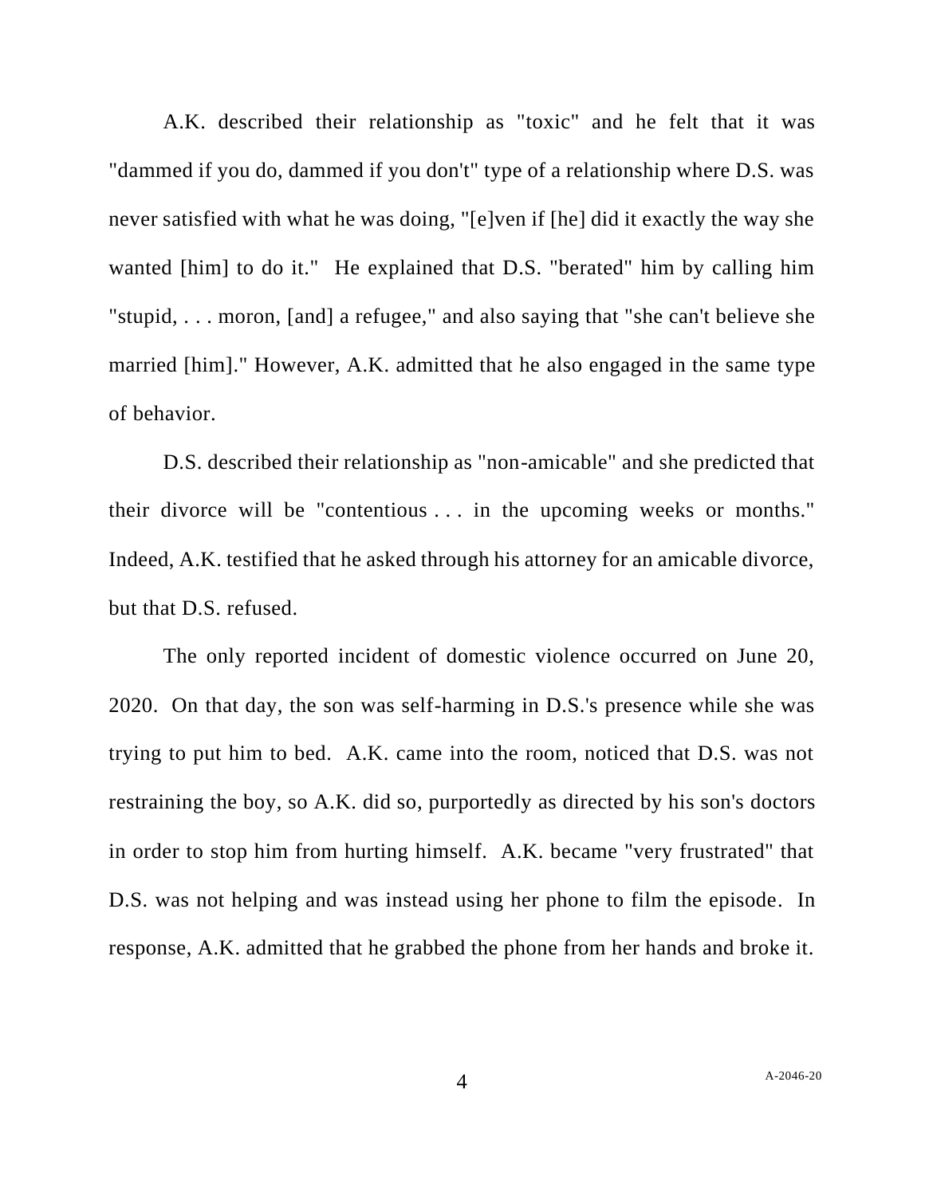A.K. described their relationship as "toxic" and he felt that it was "dammed if you do, dammed if you don't" type of a relationship where D.S. was never satisfied with what he was doing, "[e]ven if [he] did it exactly the way she wanted [him] to do it." He explained that D.S. "berated" him by calling him "stupid, . . . moron, [and] a refugee," and also saying that "she can't believe she married [him]." However, A.K. admitted that he also engaged in the same type of behavior.

D.S. described their relationship as "non-amicable" and she predicted that their divorce will be "contentious . . . in the upcoming weeks or months." Indeed, A.K. testified that he asked through his attorney for an amicable divorce, but that D.S. refused.

The only reported incident of domestic violence occurred on June 20, 2020. On that day, the son was self-harming in D.S.'s presence while she was trying to put him to bed. A.K. came into the room, noticed that D.S. was not restraining the boy, so A.K. did so, purportedly as directed by his son's doctors in order to stop him from hurting himself. A.K. became "very frustrated" that D.S. was not helping and was instead using her phone to film the episode. In response, A.K. admitted that he grabbed the phone from her hands and broke it.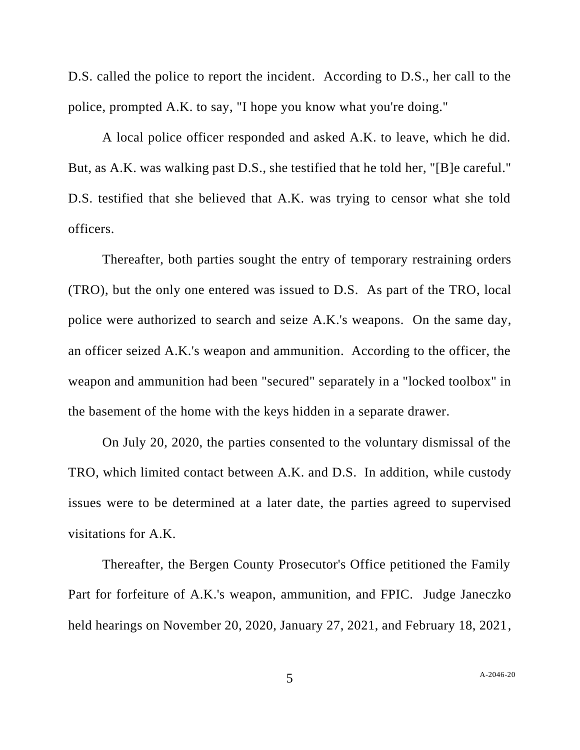D.S. called the police to report the incident. According to D.S., her call to the police, prompted A.K. to say, "I hope you know what you're doing."

A local police officer responded and asked A.K. to leave, which he did. But, as A.K. was walking past D.S., she testified that he told her, "[B]e careful." D.S. testified that she believed that A.K. was trying to censor what she told officers.

Thereafter, both parties sought the entry of temporary restraining orders (TRO), but the only one entered was issued to D.S. As part of the TRO, local police were authorized to search and seize A.K.'s weapons. On the same day, an officer seized A.K.'s weapon and ammunition. According to the officer, the weapon and ammunition had been "secured" separately in a "locked toolbox" in the basement of the home with the keys hidden in a separate drawer.

On July 20, 2020, the parties consented to the voluntary dismissal of the TRO, which limited contact between A.K. and D.S. In addition, while custody issues were to be determined at a later date, the parties agreed to supervised visitations for A.K.

Thereafter, the Bergen County Prosecutor's Office petitioned the Family Part for forfeiture of A.K.'s weapon, ammunition, and FPIC. Judge Janeczko held hearings on November 20, 2020, January 27, 2021, and February 18, 2021,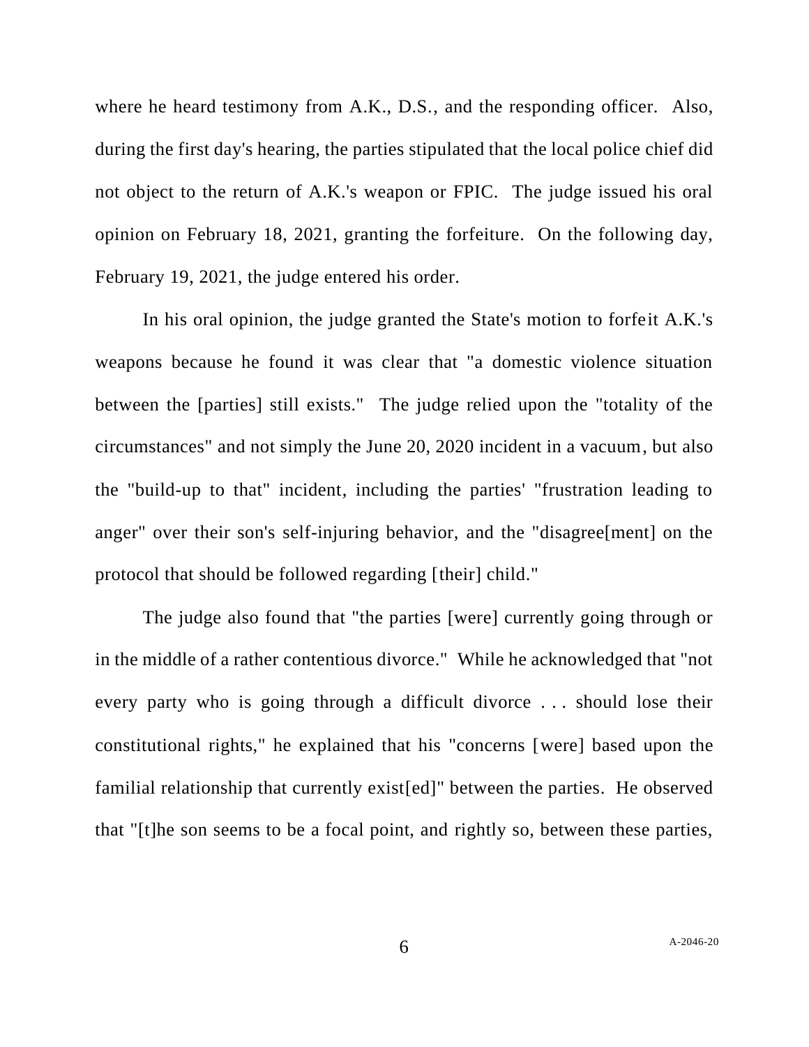where he heard testimony from A.K., D.S., and the responding officer. Also, during the first day's hearing, the parties stipulated that the local police chief did not object to the return of A.K.'s weapon or FPIC. The judge issued his oral opinion on February 18, 2021, granting the forfeiture. On the following day, February 19, 2021, the judge entered his order.

In his oral opinion, the judge granted the State's motion to forfeit A.K.'s weapons because he found it was clear that "a domestic violence situation between the [parties] still exists." The judge relied upon the "totality of the circumstances" and not simply the June 20, 2020 incident in a vacuum, but also the "build-up to that" incident, including the parties' "frustration leading to anger" over their son's self-injuring behavior, and the "disagree[ment] on the protocol that should be followed regarding [their] child."

The judge also found that "the parties [were] currently going through or in the middle of a rather contentious divorce." While he acknowledged that "not every party who is going through a difficult divorce . . . should lose their constitutional rights," he explained that his "concerns [were] based upon the familial relationship that currently exist[ed]" between the parties. He observed that "[t]he son seems to be a focal point, and rightly so, between these parties,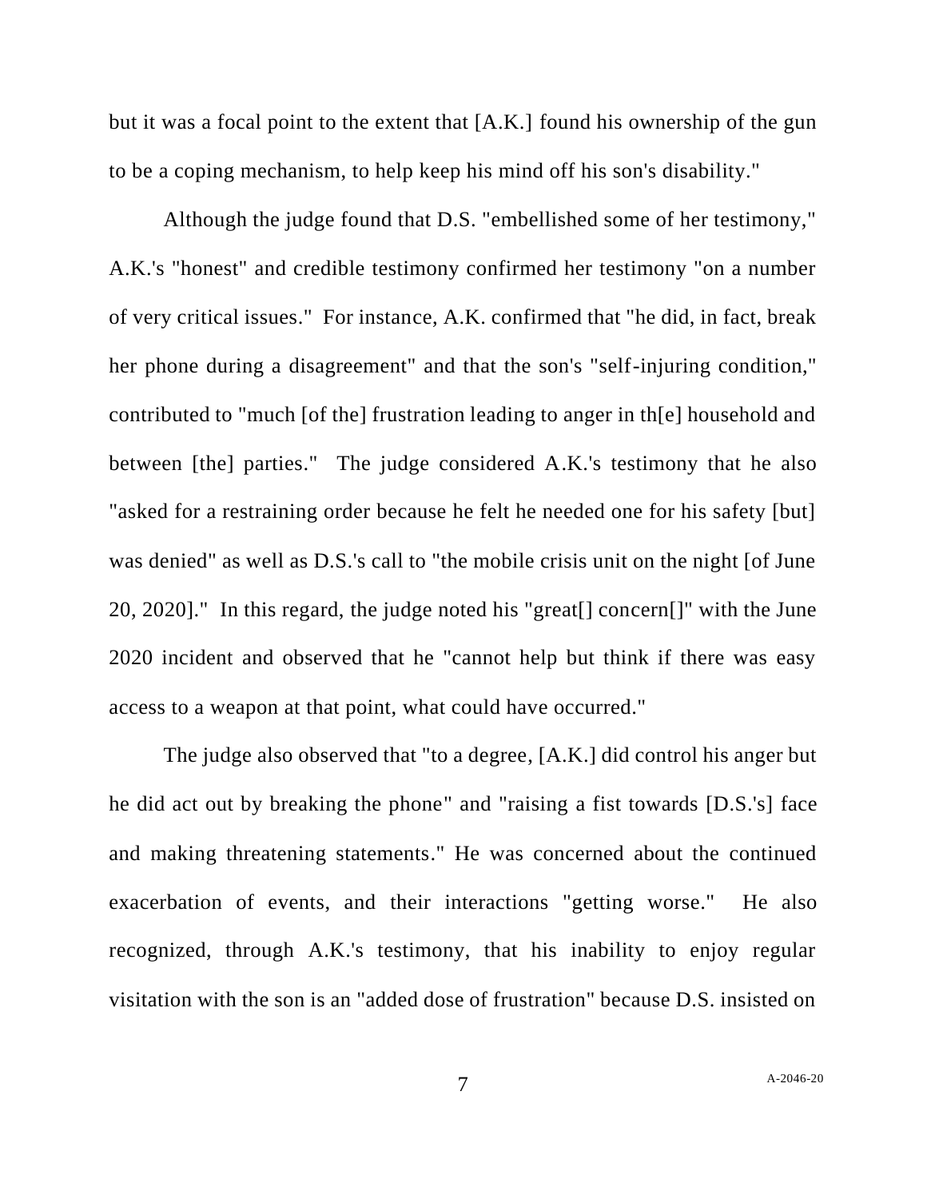but it was a focal point to the extent that [A.K.] found his ownership of the gun to be a coping mechanism, to help keep his mind off his son's disability."

Although the judge found that D.S. "embellished some of her testimony," A.K.'s "honest" and credible testimony confirmed her testimony "on a number of very critical issues." For instance, A.K. confirmed that "he did, in fact, break her phone during a disagreement" and that the son's "self-injuring condition," contributed to "much [of the] frustration leading to anger in th[e] household and between [the] parties." The judge considered A.K.'s testimony that he also "asked for a restraining order because he felt he needed one for his safety [but] was denied" as well as D.S.'s call to "the mobile crisis unit on the night [of June 20, 2020]." In this regard, the judge noted his "great[] concern[]" with the June 2020 incident and observed that he "cannot help but think if there was easy access to a weapon at that point, what could have occurred."

The judge also observed that "to a degree, [A.K.] did control his anger but he did act out by breaking the phone" and "raising a fist towards [D.S.'s] face and making threatening statements." He was concerned about the continued exacerbation of events, and their interactions "getting worse." He also recognized, through A.K.'s testimony, that his inability to enjoy regular visitation with the son is an "added dose of frustration" because D.S. insisted on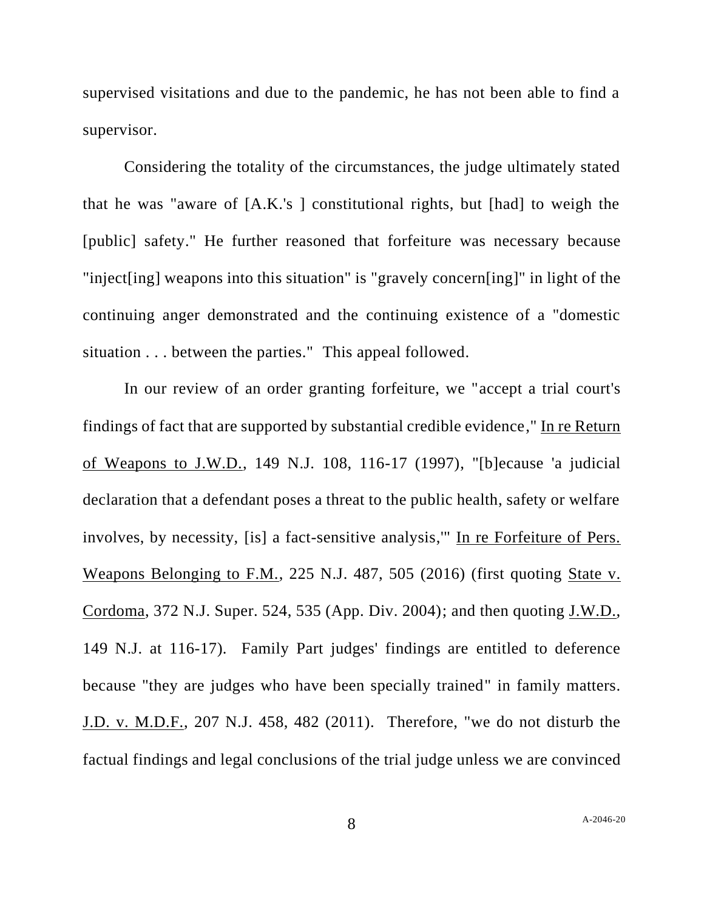supervised visitations and due to the pandemic, he has not been able to find a supervisor.

Considering the totality of the circumstances, the judge ultimately stated that he was "aware of [A.K.'s ] constitutional rights, but [had] to weigh the [public] safety." He further reasoned that forfeiture was necessary because "inject[ing] weapons into this situation" is "gravely concern[ing]" in light of the continuing anger demonstrated and the continuing existence of a "domestic situation . . . between the parties." This appeal followed.

In our review of an order granting forfeiture, we "accept a trial court's findings of fact that are supported by substantial credible evidence," In re Return of Weapons to J.W.D., 149 N.J. 108, 116-17 (1997), "[b]ecause 'a judicial declaration that a defendant poses a threat to the public health, safety or welfare involves, by necessity, [is] a fact-sensitive analysis,'" In re Forfeiture of Pers. Weapons Belonging to F.M., 225 N.J. 487, 505 (2016) (first quoting State v. Cordoma, 372 N.J. Super. 524, 535 (App. Div. 2004); and then quoting J.W.D., 149 N.J. at 116-17). Family Part judges' findings are entitled to deference because "they are judges who have been specially trained" in family matters. J.D. v. M.D.F., 207 N.J. 458, 482 (2011). Therefore, "we do not disturb the factual findings and legal conclusions of the trial judge unless we are convinced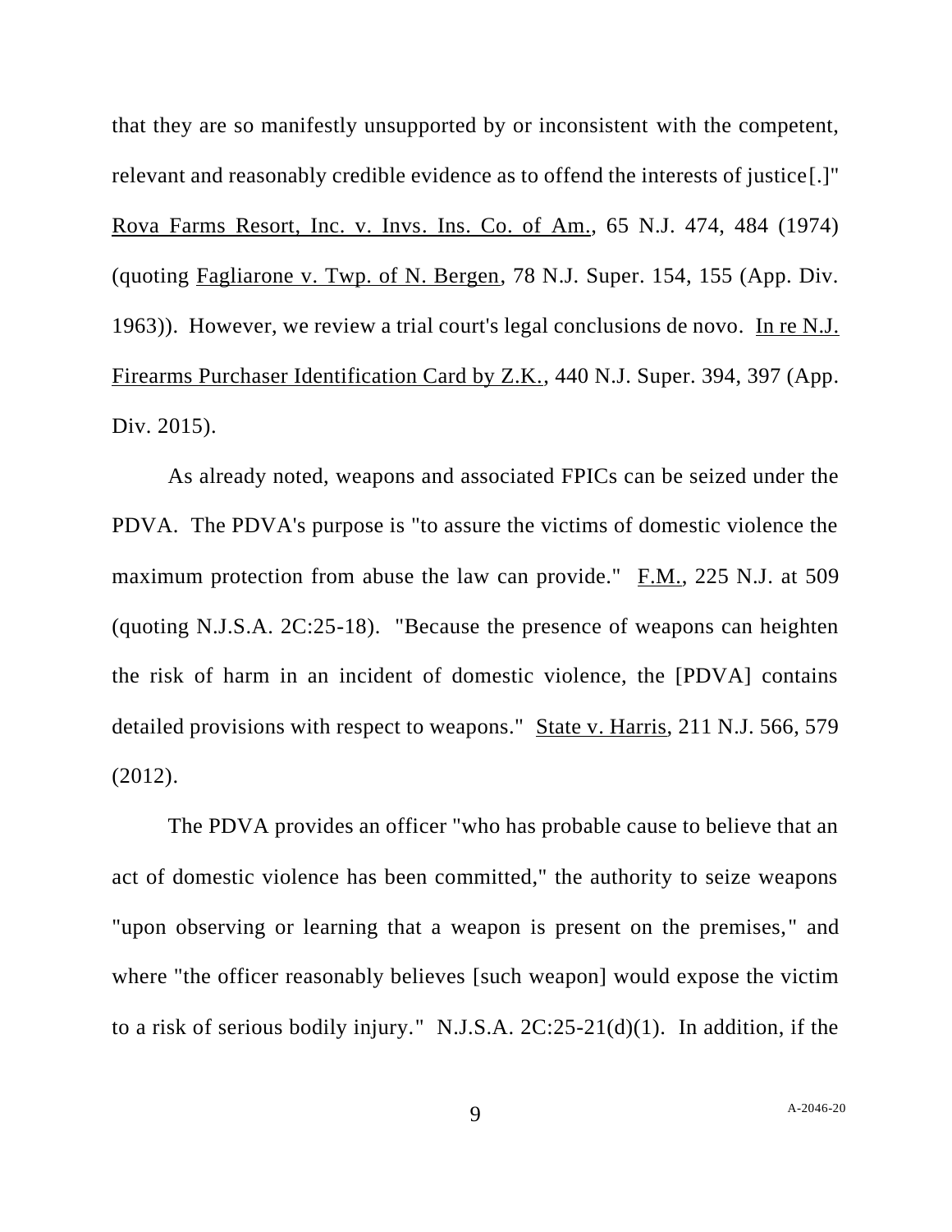that they are so manifestly unsupported by or inconsistent with the competent, relevant and reasonably credible evidence as to offend the interests of justice[.]" Rova Farms Resort, Inc. v. Invs. Ins. Co. of Am., 65 N.J. 474, 484 (1974) (quoting Fagliarone v. Twp. of N. Bergen, 78 N.J. Super. 154, 155 (App. Div. 1963)). However, we review a trial court's legal conclusions de novo. In re N.J. Firearms Purchaser Identification Card by Z.K., 440 N.J. Super. 394, 397 (App. Div. 2015).

As already noted, weapons and associated FPICs can be seized under the PDVA. The PDVA's purpose is "to assure the victims of domestic violence the maximum protection from abuse the law can provide." F.M., 225 N.J. at 509 (quoting N.J.S.A. 2C:25-18). "Because the presence of weapons can heighten the risk of harm in an incident of domestic violence, the [PDVA] contains detailed provisions with respect to weapons." State v. Harris, 211 N.J. 566, 579 (2012).

The PDVA provides an officer "who has probable cause to believe that an act of domestic violence has been committed," the authority to seize weapons "upon observing or learning that a weapon is present on the premises," and where "the officer reasonably believes [such weapon] would expose the victim to a risk of serious bodily injury." N.J.S.A. 2C:25-21(d)(1). In addition, if the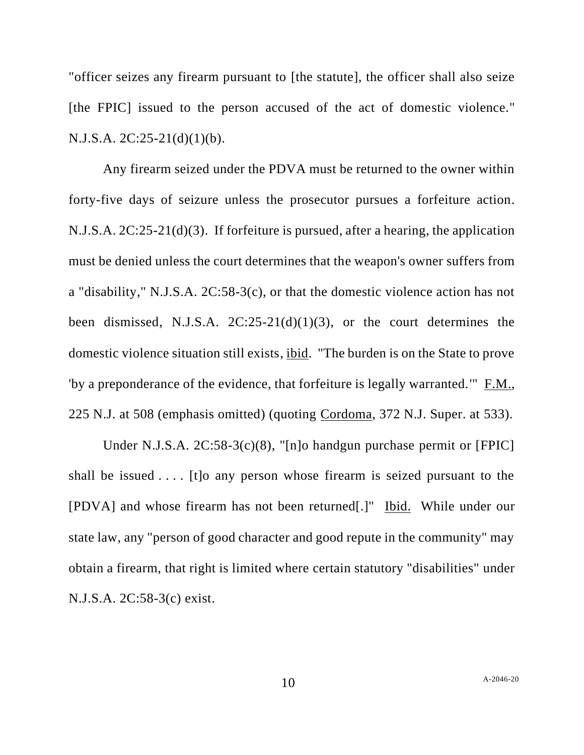"officer seizes any firearm pursuant to [the statute], the officer shall also seize [the FPIC] issued to the person accused of the act of domestic violence." N.J.S.A. 2C:25-21(d)(1)(b).

Any firearm seized under the PDVA must be returned to the owner within forty-five days of seizure unless the prosecutor pursues a forfeiture action. N.J.S.A. 2C:25-21(d)(3). If forfeiture is pursued, after a hearing, the application must be denied unless the court determines that the weapon's owner suffers from a "disability," N.J.S.A. 2C:58-3(c), or that the domestic violence action has not been dismissed, N.J.S.A. 2C:25-21(d)(1)(3), or the court determines the domestic violence situation still exists, ibid. "The burden is on the State to prove 'by a preponderance of the evidence, that forfeiture is legally warranted.'" F.M., 225 N.J. at 508 (emphasis omitted) (quoting Cordoma, 372 N.J. Super. at 533).

Under N.J.S.A. 2C:58-3(c)(8), "[n]o handgun purchase permit or [FPIC] shall be issued . . . . [t]o any person whose firearm is seized pursuant to the [PDVA] and whose firearm has not been returned[.]" Ibid. While under our state law, any "person of good character and good repute in the community" may obtain a firearm, that right is limited where certain statutory "disabilities" under N.J.S.A. 2C:58-3(c) exist.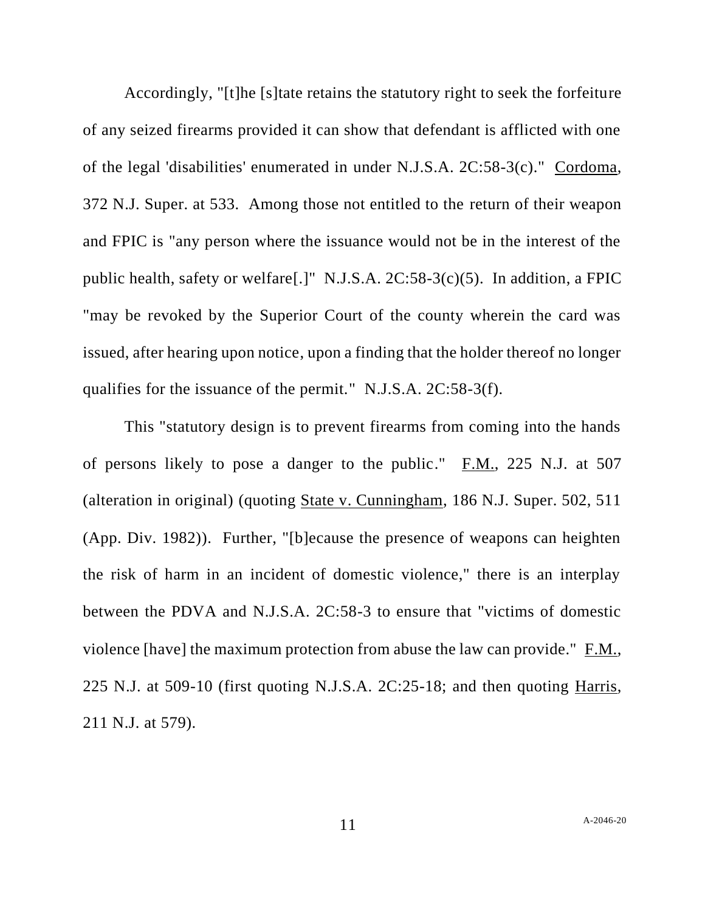Accordingly, "[t]he [s]tate retains the statutory right to seek the forfeiture of any seized firearms provided it can show that defendant is afflicted with one of the legal 'disabilities' enumerated in under N.J.S.A. 2C:58-3(c)." Cordoma, 372 N.J. Super. at 533. Among those not entitled to the return of their weapon and FPIC is "any person where the issuance would not be in the interest of the public health, safety or welfare[.]" N.J.S.A. 2C:58-3(c)(5). In addition, a FPIC "may be revoked by the Superior Court of the county wherein the card was issued, after hearing upon notice, upon a finding that the holder thereof no longer qualifies for the issuance of the permit." N.J.S.A. 2C:58-3(f).

This "statutory design is to prevent firearms from coming into the hands of persons likely to pose a danger to the public." F.M., 225 N.J. at 507 (alteration in original) (quoting State v. Cunningham, 186 N.J. Super. 502, 511 (App. Div. 1982)). Further, "[b]ecause the presence of weapons can heighten the risk of harm in an incident of domestic violence," there is an interplay between the PDVA and N.J.S.A. 2C:58-3 to ensure that "victims of domestic violence [have] the maximum protection from abuse the law can provide." F.M., 225 N.J. at 509-10 (first quoting N.J.S.A. 2C:25-18; and then quoting Harris, 211 N.J. at 579).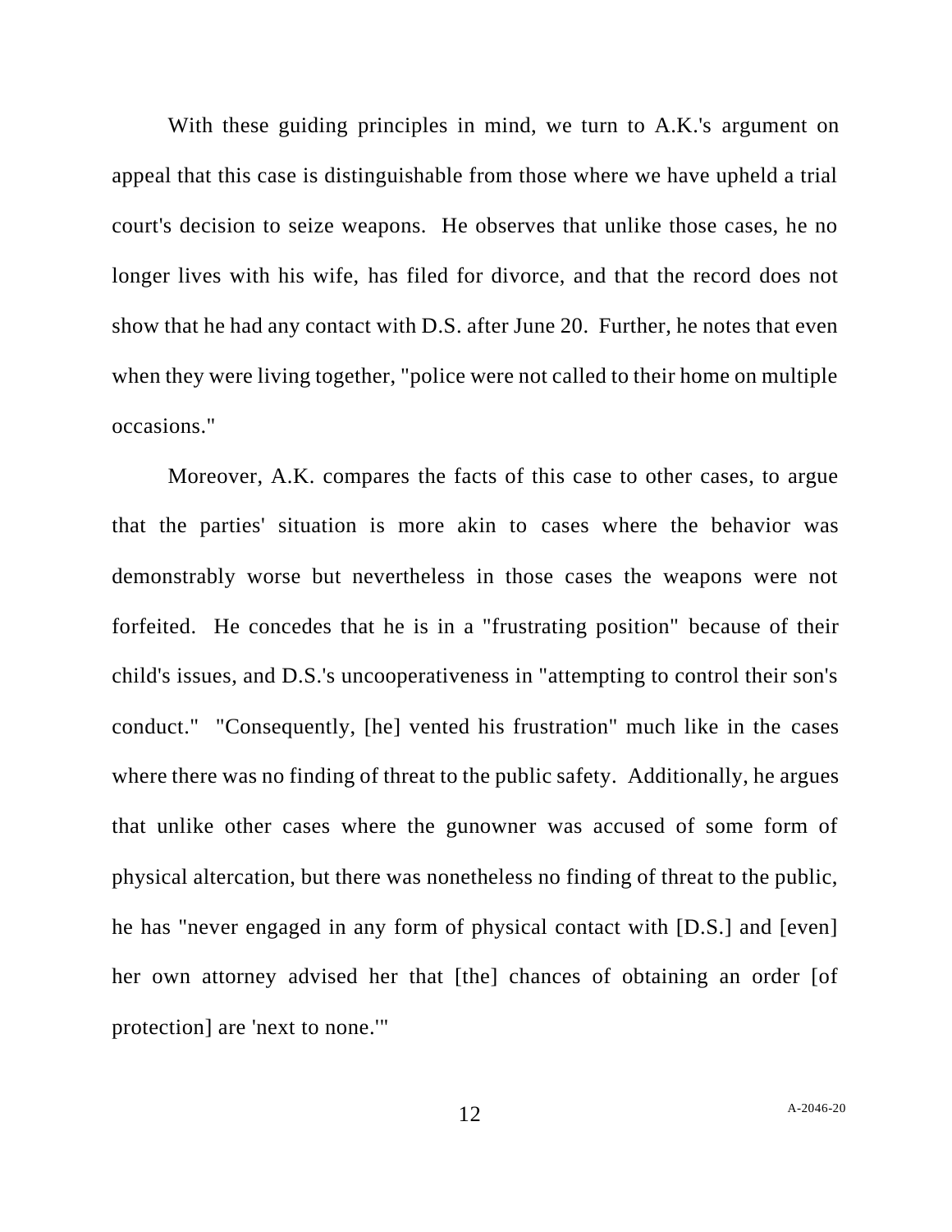With these guiding principles in mind, we turn to A.K.'s argument on appeal that this case is distinguishable from those where we have upheld a trial court's decision to seize weapons. He observes that unlike those cases, he no longer lives with his wife, has filed for divorce, and that the record does not show that he had any contact with D.S. after June 20. Further, he notes that even when they were living together, "police were not called to their home on multiple occasions."

Moreover, A.K. compares the facts of this case to other cases, to argue that the parties' situation is more akin to cases where the behavior was demonstrably worse but nevertheless in those cases the weapons were not forfeited. He concedes that he is in a "frustrating position" because of their child's issues, and D.S.'s uncooperativeness in "attempting to control their son's conduct." "Consequently, [he] vented his frustration" much like in the cases where there was no finding of threat to the public safety. Additionally, he argues that unlike other cases where the gunowner was accused of some form of physical altercation, but there was nonetheless no finding of threat to the public, he has "never engaged in any form of physical contact with [D.S.] and [even] her own attorney advised her that [the] chances of obtaining an order [of protection] are 'next to none.'"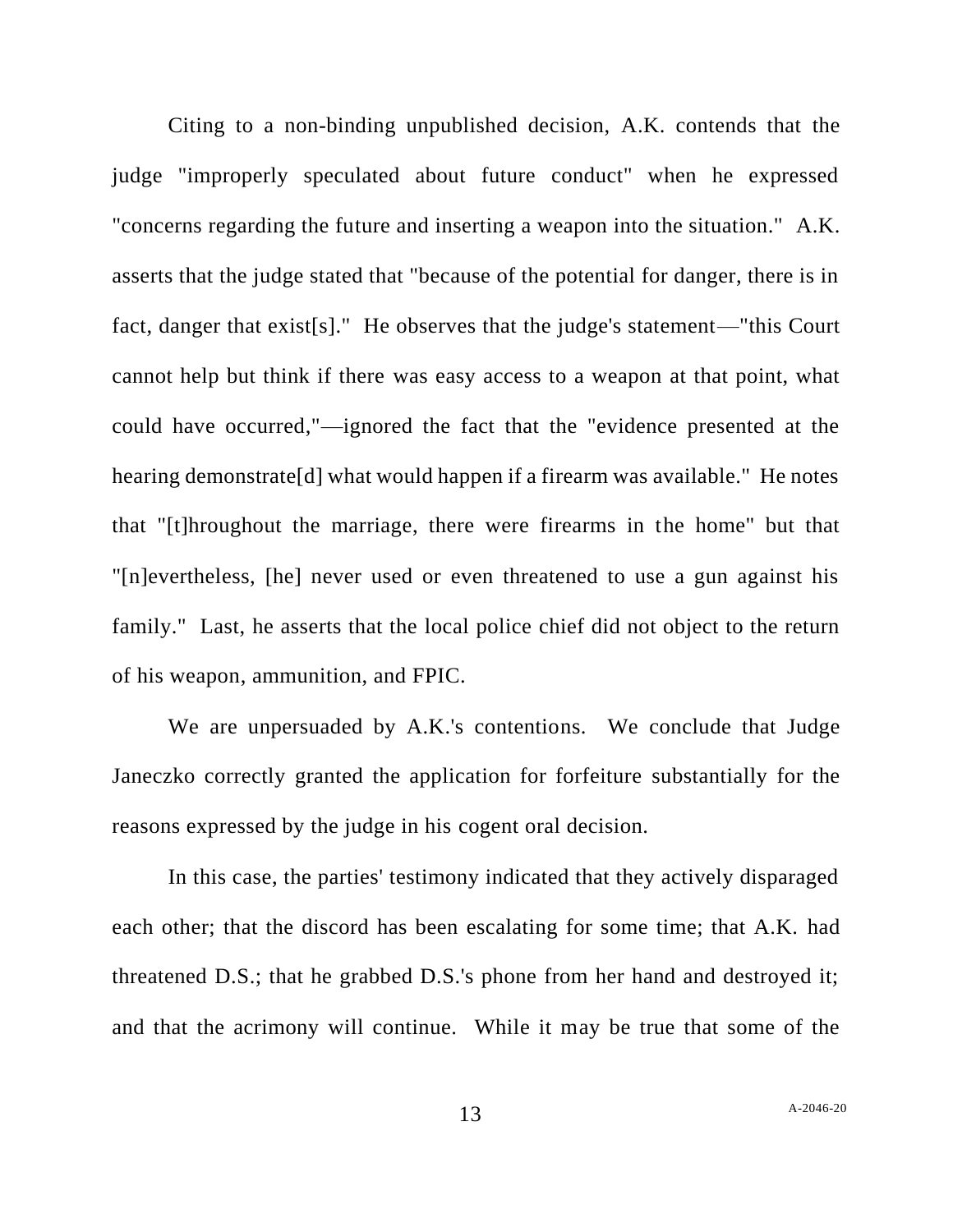Citing to a non-binding unpublished decision, A.K. contends that the judge "improperly speculated about future conduct" when he expressed "concerns regarding the future and inserting a weapon into the situation." A.K. asserts that the judge stated that "because of the potential for danger, there is in fact, danger that exist[s]." He observes that the judge's statement—"this Court cannot help but think if there was easy access to a weapon at that point, what could have occurred,"—ignored the fact that the "evidence presented at the hearing demonstrate[d] what would happen if a firearm was available." He notes that "[t]hroughout the marriage, there were firearms in the home" but that "[n]evertheless, [he] never used or even threatened to use a gun against his family." Last, he asserts that the local police chief did not object to the return of his weapon, ammunition, and FPIC.

We are unpersuaded by A.K.'s contentions. We conclude that Judge Janeczko correctly granted the application for forfeiture substantially for the reasons expressed by the judge in his cogent oral decision.

In this case, the parties' testimony indicated that they actively disparaged each other; that the discord has been escalating for some time; that A.K. had threatened D.S.; that he grabbed D.S.'s phone from her hand and destroyed it; and that the acrimony will continue. While it may be true that some of the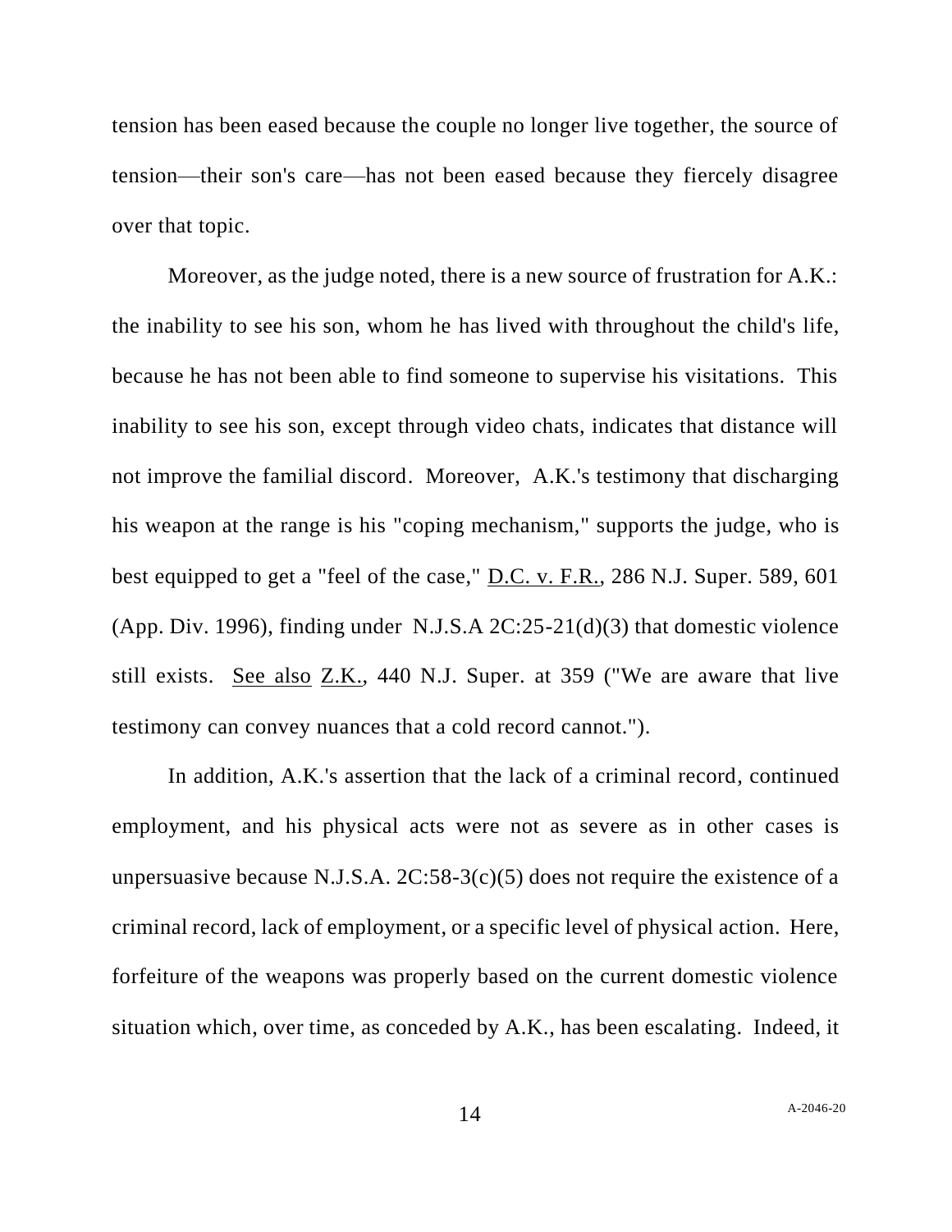tension has been eased because the couple no longer live together, the source of tension—their son's care—has not been eased because they fiercely disagree over that topic.

Moreover, as the judge noted, there is a new source of frustration for A.K.: the inability to see his son, whom he has lived with throughout the child's life, because he has not been able to find someone to supervise his visitations. This inability to see his son, except through video chats, indicates that distance will not improve the familial discord. Moreover, A.K.'s testimony that discharging his weapon at the range is his "coping mechanism," supports the judge, who is best equipped to get a "feel of the case," D.C. v. F.R., 286 N.J. Super. 589, 601 (App. Div. 1996), finding under N.J.S.A 2C:25-21(d)(3) that domestic violence still exists. *See also* Z.K., 440 N.J. Super. at 359 ("We are aware that live testimony can convey nuances that a cold record cannot.").

In addition, A.K.'s assertion that the lack of a criminal record, continued employment, and his physical acts were not as severe as in other cases is unpersuasive because N.J.S.A. 2C:58-3(c)(5) does not require the existence of a criminal record, lack of employment, or a specific level of physical action. Here, forfeiture of the weapons was properly based on the current domestic violence situation which, over time, as conceded by A.K., has been escalating. Indeed, it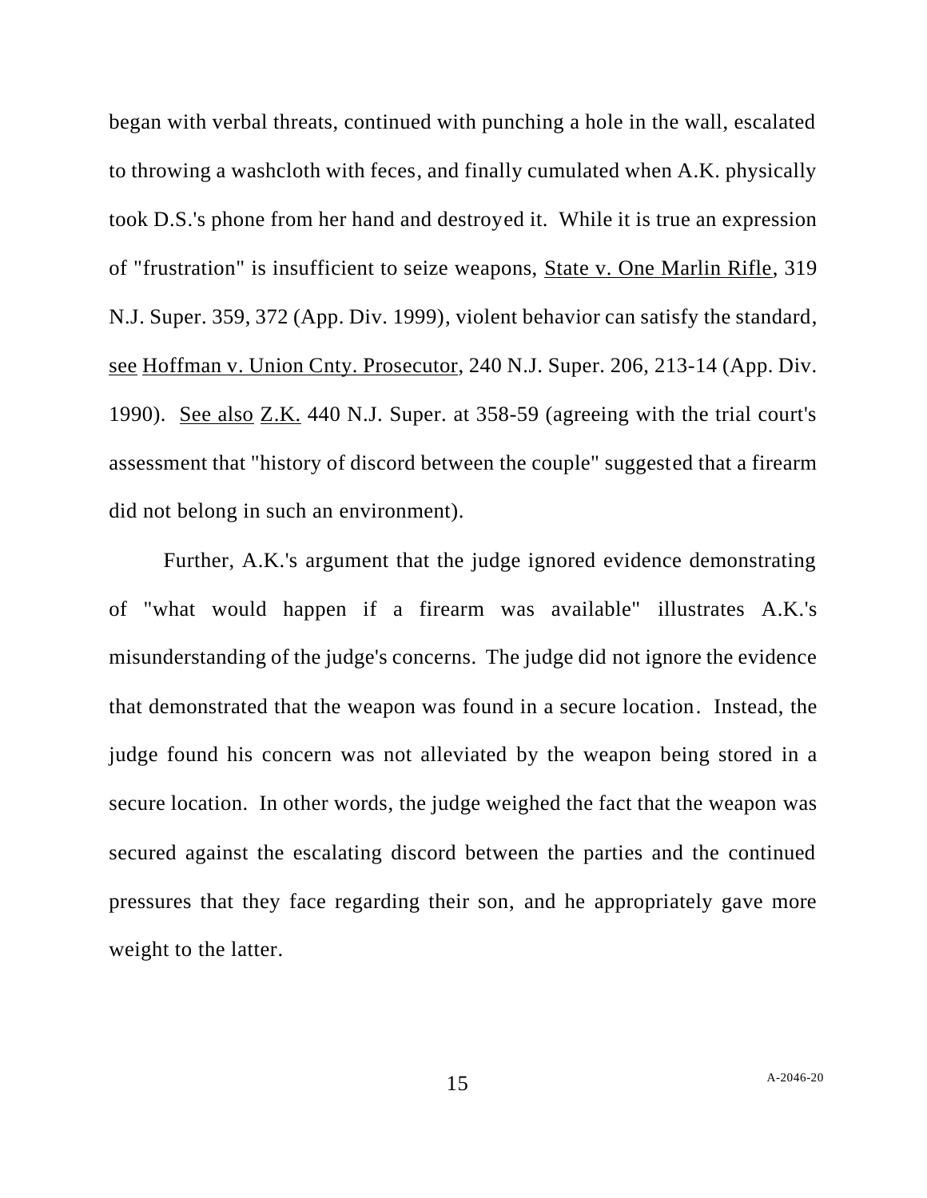began with verbal threats, continued with punching a hole in the wall, escalated to throwing a washcloth with feces, and finally cumulated when A.K. physically took D.S.'s phone from her hand and destroyed it. While it is true an expression of "frustration" is insufficient to seize weapons, State v. One Marlin Rifle, 319 N.J. Super. 359, 372 (App. Div. 1999), violent behavior can satisfy the standard, see Hoffman v. Union Cnty. Prosecutor, 240 N.J. Super. 206, 213-14 (App. Div. 1990). See also Z.K. 440 N.J. Super. at 358-59 (agreeing with the trial court's assessment that "history of discord between the couple" suggested that a firearm did not belong in such an environment).

Further, A.K.'s argument that the judge ignored evidence demonstrating of "what would happen if a firearm was available" illustrates A.K.'s misunderstanding of the judge's concerns. The judge did not ignore the evidence that demonstrated that the weapon was found in a secure location. Instead, the judge found his concern was not alleviated by the weapon being stored in a secure location. In other words, the judge weighed the fact that the weapon was secured against the escalating discord between the parties and the continued pressures that they face regarding their son, and he appropriately gave more weight to the latter.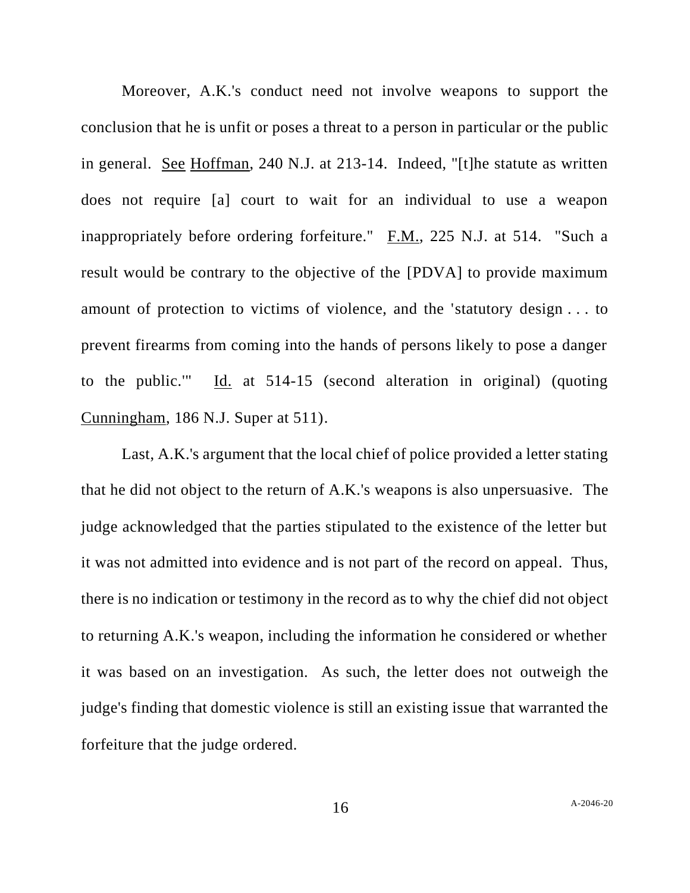Moreover, A.K.'s conduct need not involve weapons to support the conclusion that he is unfit or poses a threat to a person in particular or the public in general. See Hoffman, 240 N.J. at 213-14. Indeed, "[t]he statute as written does not require [a] court to wait for an individual to use a weapon inappropriately before ordering forfeiture." F.M., 225 N.J. at 514. "Such a result would be contrary to the objective of the [PDVA] to provide maximum amount of protection to victims of violence, and the 'statutory design . . . to prevent firearms from coming into the hands of persons likely to pose a danger to the public.'" Id. at 514-15 (second alteration in original) (quoting Cunningham, 186 N.J. Super at 511).

Last, A.K.'s argument that the local chief of police provided a letter stating that he did not object to the return of A.K.'s weapons is also unpersuasive. The judge acknowledged that the parties stipulated to the existence of the letter but it was not admitted into evidence and is not part of the record on appeal. Thus, there is no indication or testimony in the record as to why the chief did not object to returning A.K.'s weapon, including the information he considered or whether it was based on an investigation. As such, the letter does not outweigh the judge's finding that domestic violence is still an existing issue that warranted the forfeiture that the judge ordered.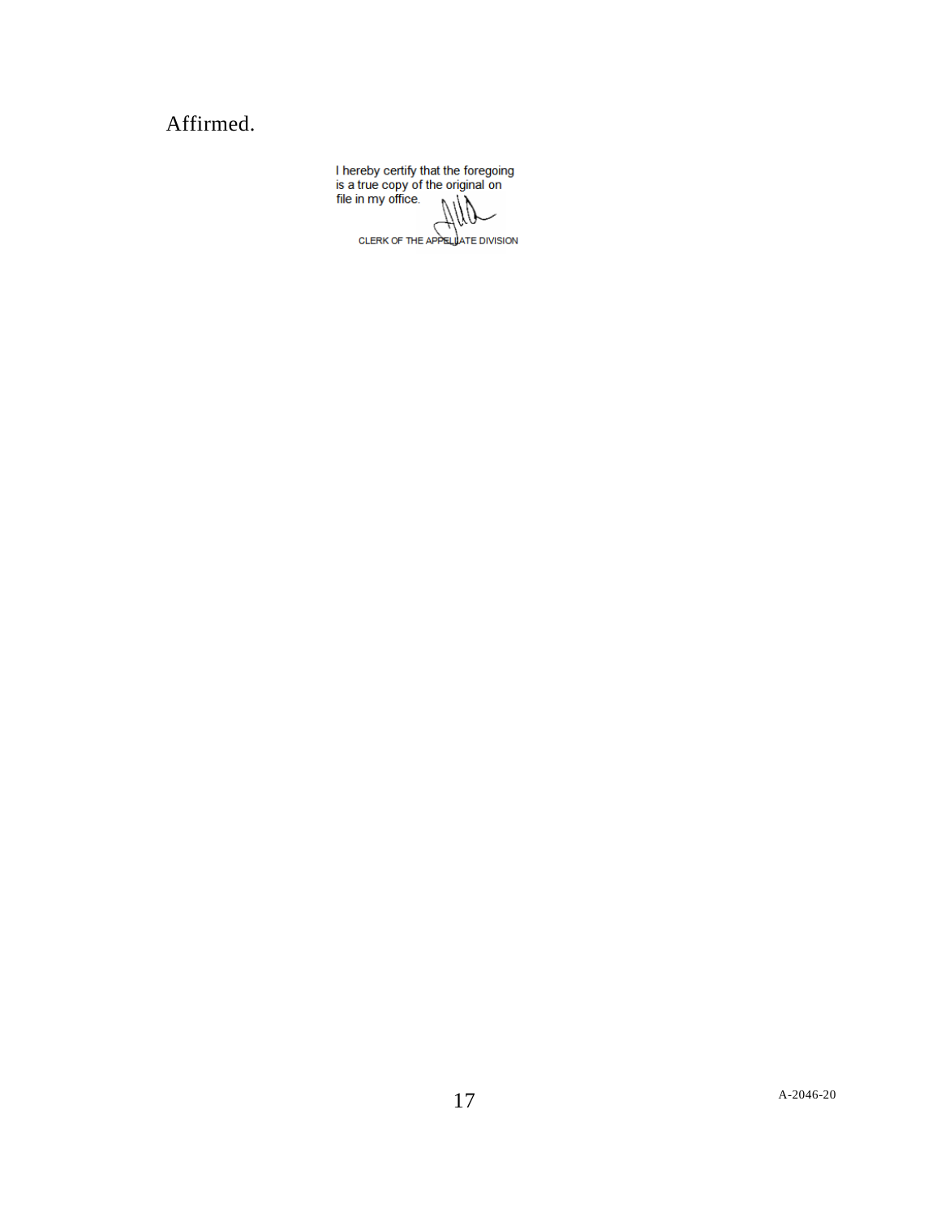Affirmed.

I hereby certify that the foregoing is a true copy of the original on file in my office.

CLERK OF THE APPELLATE DIVISION